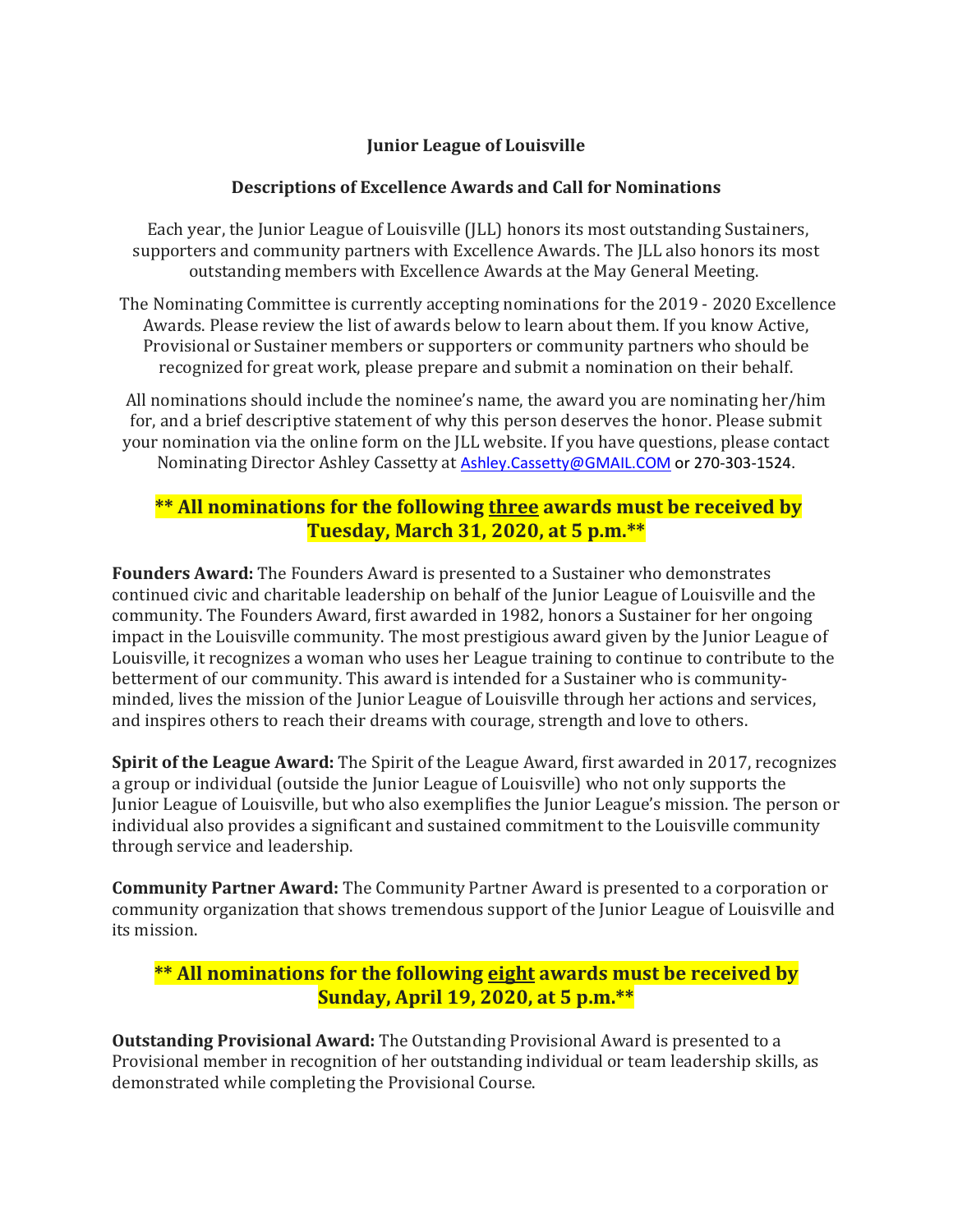# Junior League of Louisville

## Descriptions of Excellence Awards and Call for Nominations

Each year, the Junior League of Louisville (JLL) honors its most outstanding Sustainers, supporters and community partners with Excellence Awards. The JLL also honors its most outstanding members with Excellence Awards at the May General Meeting.

The Nominating Committee is currently accepting nominations for the 2019 - 2020 Excellence Awards. Please review the list of awards below to learn about them. If you know Active, Provisional or Sustainer members or supporters or community partners who should be recognized for great work, please prepare and submit a nomination on their behalf.

All nominations should include the nominee's name, the award you are nominating her/him for, and a brief descriptive statement of why this person deserves the honor. Please submit your nomination via the online form on the JLL website. If you have questions, please contact Nominating Director Ashley Cassetty at Ashley.Cassetty@GMAIL.COM or 270-303-1524.

### ** All nominations for the following three awards must be received by Tuesday, March 31, 2020, at 5 p.m.**

**Founders Award:** The Founders Award is presented to a Sustainer who demonstrates continued civic and charitable leadership on behalf of the Junior League of Louisville and the community. The Founders Award, first awarded in 1982, honors a Sustainer for her ongoing impact in the Louisville community. The most prestigious award given by the Junior League of Louisville, it recognizes a woman who uses her League training to continue to contribute to the betterment of our community. This award is intended for a Sustainer who is community-minded, lives the mission of the Junior League of Louisville through her actions and services, and inspires others to reach their dreams with courage, strength and love to others.

**Spirit of the League Award:** The Spirit of the League Award, first awarded in 2017, recognizes a group or individual (outside the Junior League of Louisville) who not only supports the Junior League of Louisville, but who also exemplifies the Junior League's mission. The person or individual also provides a significant and sustained commitment to the Louisville community through service and leadership.

**Community Partner Award:** The Community Partner Award is presented to a corporation or community organization that shows tremendous support of the Junior League of Louisville and its mission.

### ** All nominations for the following eight awards must be received by Sunday, April 19, 2020, at 5 p.m.**

**Outstanding Provisional Award:** The Outstanding Provisional Award is presented to a Provisional member in recognition of her outstanding individual or team leadership skills, as demonstrated while completing the Provisional Course.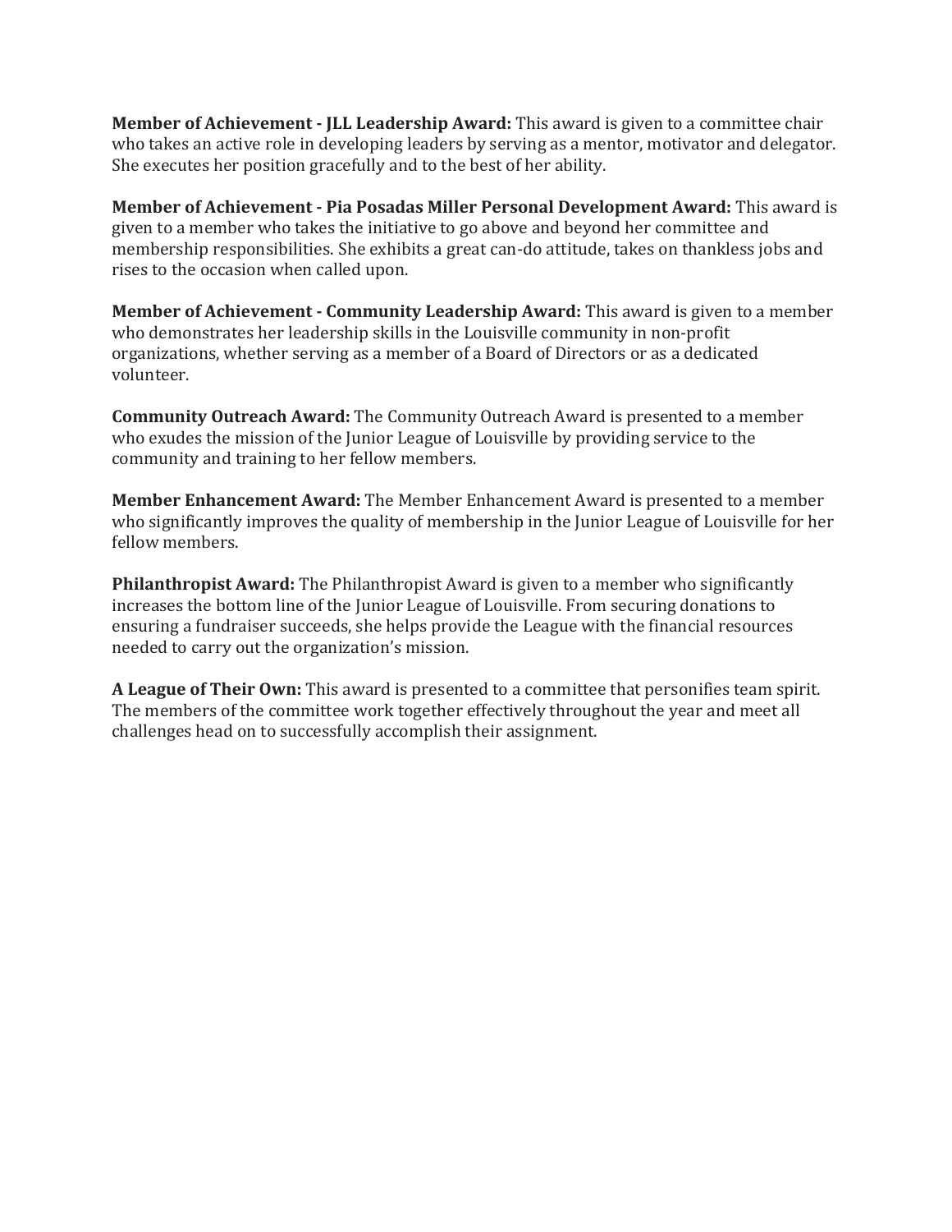**Member of Achievement - JLL Leadership Award:** This award is given to a committee chair who takes an active role in developing leaders by serving as a mentor, motivator and delegator. She executes her position gracefully and to the best of her ability.

**Member of Achievement - Pia Posadas Miller Personal Development Award:** This award is given to a member who takes the initiative to go above and beyond her committee and membership responsibilities. She exhibits a great can-do attitude, takes on thankless jobs and rises to the occasion when called upon.

**Member of Achievement - Community Leadership Award:** This award is given to a member who demonstrates her leadership skills in the Louisville community in non-profit organizations, whether serving as a member of a Board of Directors or as a dedicated volunteer.

**Community Outreach Award:** The Community Outreach Award is presented to a member who exudes the mission of the Junior League of Louisville by providing service to the community and training to her fellow members.

**Member Enhancement Award:** The Member Enhancement Award is presented to a member who significantly improves the quality of membership in the Junior League of Louisville for her fellow members.

**Philanthropist Award:** The Philanthropist Award is given to a member who significantly increases the bottom line of the Junior League of Louisville. From securing donations to ensuring a fundraiser succeeds, she helps provide the League with the financial resources needed to carry out the organization's mission.

**A League of Their Own:** This award is presented to a committee that personifies team spirit. The members of the committee work together effectively throughout the year and meet all challenges head on to successfully accomplish their assignment.